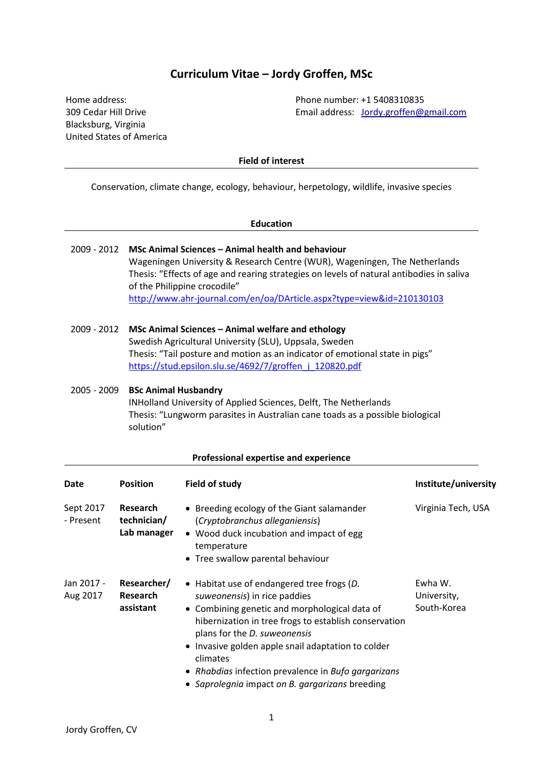# Curriculum Vitae – Jordy Groffen, MSc

Home address:
309 Cedar Hill Drive
Blacksburg, Virginia
United States of America

Phone number: +1 5408310835
Email address: Jordy.groffen@gmail.com

## Field of interest

Conservation, climate change, ecology, behaviour, herpetology, wildlife, invasive species

## Education

2009 - 2012 **MSc Animal Sciences – Animal health and behaviour**
Wageningen University & Research Centre (WUR), Wageningen, The Netherlands
Thesis: "Effects of age and rearing strategies on levels of natural antibodies in saliva of the Philippine crocodile"
http://www.ahr-journal.com/en/oa/DArticle.aspx?type=view&id=210130103

2009 - 2012 **MSc Animal Sciences – Animal welfare and ethology**
Swedish Agricultural University (SLU), Uppsala, Sweden
Thesis: "Tail posture and motion as an indicator of emotional state in pigs"
https://stud.epsilon.slu.se/4692/7/groffen_j_120820.pdf

2005 - 2009 **BSc Animal Husbandry**
INHolland University of Applied Sciences, Delft, The Netherlands
Thesis: "Lungworm parasites in Australian cane toads as a possible biological solution"

## Professional expertise and experience

| Date | Position | Field of study | Institute/university |
|---|---|---|---|
| Sept 2017 - Present | **Research technician/ Lab manager** | • Breeding ecology of the Giant salamander (*Cryptobranchus alleganiensis*)<br>• Wood duck incubation and impact of egg temperature<br>• Tree swallow parental behaviour | Virginia Tech, USA |
| Jan 2017 - Aug 2017 | **Researcher/ Research assistant** | • Habitat use of endangered tree frogs (*D. suweonensis*) in rice paddies<br>• Combining genetic and morphological data of hibernization in tree frogs to establish conservation plans for the *D. suweonensis*<br>• Invasive golden apple snail adaptation to colder climates<br>• *Rhabdias* infection prevalence in *Bufo gargarizans*<br>• *Saprolegnia* impact *on B. gargarizans* breeding | Ewha W. University, South-Korea |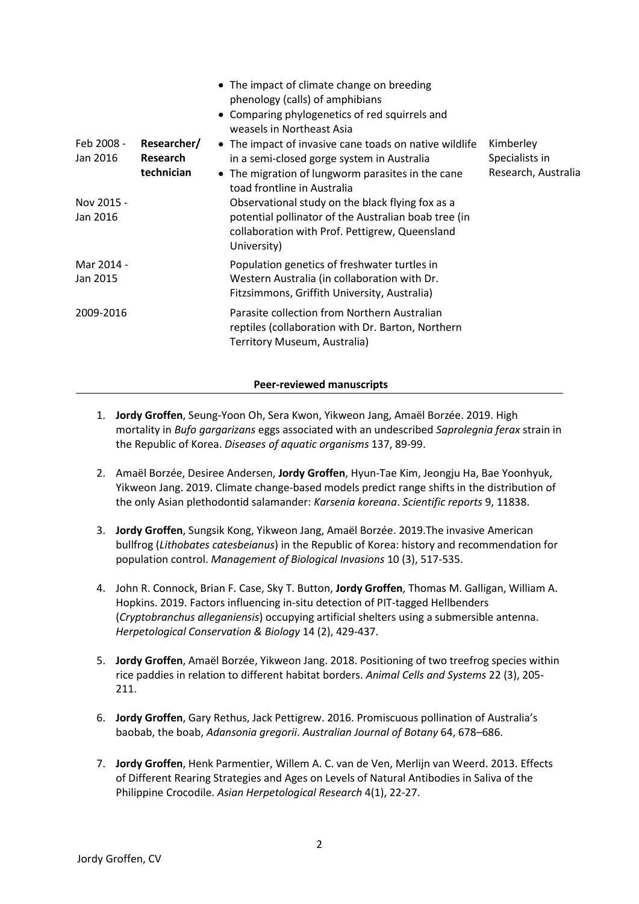| | | | |
|---|---|---|---|
| | | • The impact of climate change on breeding phenology (calls) of amphibians<br>• Comparing phylogenetics of red squirrels and weasels in Northeast Asia | |
| Feb 2008 - Jan 2016 | **Researcher/ Research technician** | • The impact of invasive cane toads on native wildlife in a semi-closed gorge system in Australia<br>• The migration of lungworm parasites in the cane toad frontline in Australia | Kimberley Specialists in Research, Australia |
| Nov 2015 - Jan 2016 | | Observational study on the black flying fox as a potential pollinator of the Australian boab tree (in collaboration with Prof. Pettigrew, Queensland University) | |
| Mar 2014 - Jan 2015 | | Population genetics of freshwater turtles in Western Australia (in collaboration with Dr. Fitzsimmons, Griffith University, Australia) | |
| 2009-2016 | | Parasite collection from Northern Australian reptiles (collaboration with Dr. Barton, Northern Territory Museum, Australia) | |

## Peer-reviewed manuscripts

1. **Jordy Groffen**, Seung-Yoon Oh, Sera Kwon, Yikweon Jang, Amaël Borzée. 2019. High mortality in *Bufo gargarizans* eggs associated with an undescribed *Saprolegnia ferax* strain in the Republic of Korea. *Diseases of aquatic organisms* 137, 89-99.

2. Amaël Borzée, Desiree Andersen, **Jordy Groffen**, Hyun-Tae Kim, Jeongju Ha, Bae Yoonhyuk, Yikweon Jang. 2019. Climate change-based models predict range shifts in the distribution of the only Asian plethodontid salamander: *Karsenia koreana*. *Scientific reports* 9, 11838.

3. **Jordy Groffen**, Sungsik Kong, Yikweon Jang, Amaël Borzée. 2019.The invasive American bullfrog (*Lithobates catesbeianus*) in the Republic of Korea: history and recommendation for population control. *Management of Biological Invasions* 10 (3), 517-535.

4. John R. Connock, Brian F. Case, Sky T. Button, **Jordy Groffen**, Thomas M. Galligan, William A. Hopkins. 2019. Factors influencing in-situ detection of PIT-tagged Hellbenders (*Cryptobranchus alleganiensis*) occupying artificial shelters using a submersible antenna. *Herpetological Conservation & Biology* 14 (2), 429-437.

5. **Jordy Groffen**, Amaël Borzée, Yikweon Jang. 2018. Positioning of two treefrog species within rice paddies in relation to different habitat borders. *Animal Cells and Systems* 22 (3), 205-211.

6. **Jordy Groffen**, Gary Rethus, Jack Pettigrew. 2016. Promiscuous pollination of Australia's baobab, the boab, *Adansonia gregorii*. *Australian Journal of Botany* 64, 678–686.

7. **Jordy Groffen**, Henk Parmentier, Willem A. C. van de Ven, Merlijn van Weerd. 2013. Effects of Different Rearing Strategies and Ages on Levels of Natural Antibodies in Saliva of the Philippine Crocodile. *Asian Herpetological Research* 4(1), 22-27.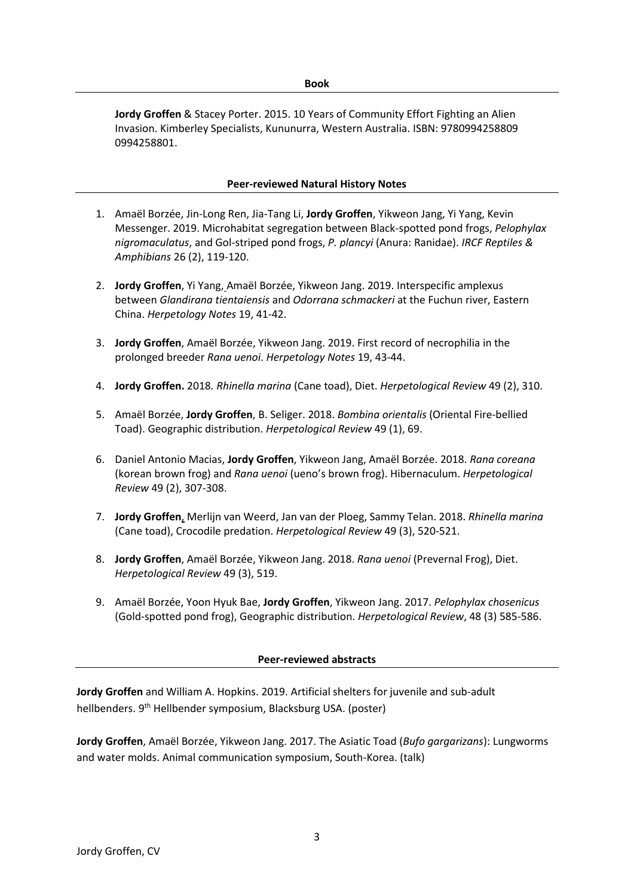## Book

**Jordy Groffen** & Stacey Porter. 2015. 10 Years of Community Effort Fighting an Alien Invasion. Kimberley Specialists, Kununurra, Western Australia. ISBN: 9780994258809 0994258801.

## Peer-reviewed Natural History Notes

1. Amaël Borzée, Jin-Long Ren, Jia-Tang Li, **Jordy Groffen**, Yikweon Jang, Yi Yang, Kevin Messenger. 2019. Microhabitat segregation between Black-spotted pond frogs, *Pelophylax nigromaculatus*, and Gol-striped pond frogs, *P. plancyi* (Anura: Ranidae). *IRCF Reptiles & Amphibians* 26 (2), 119-120.

2. **Jordy Groffen**, Yi Yang, Amaël Borzée, Yikweon Jang. 2019. Interspecific amplexus between *Glandirana tientaiensis* and *Odorrana schmackeri* at the Fuchun river, Eastern China. *Herpetology Notes* 19, 41-42.

3. **Jordy Groffen**, Amaël Borzée, Yikweon Jang. 2019. First record of necrophilia in the prolonged breeder *Rana uenoi*. *Herpetology Notes* 19, 43-44.

4. **Jordy Groffen.** 2018. *Rhinella marina* (Cane toad), Diet. *Herpetological Review* 49 (2), 310.

5. Amaël Borzée, **Jordy Groffen**, B. Seliger. 2018. *Bombina orientalis* (Oriental Fire-bellied Toad). Geographic distribution. *Herpetological Review* 49 (1), 69.

6. Daniel Antonio Macias, **Jordy Groffen**, Yikweon Jang, Amaël Borzée. 2018. *Rana coreana* (korean brown frog) and *Rana uenoi* (ueno's brown frog). Hibernaculum. *Herpetological Review* 49 (2), 307-308.

7. **Jordy Groffen**, Merlijn van Weerd, Jan van der Ploeg, Sammy Telan. 2018. *Rhinella marina* (Cane toad), Crocodile predation. *Herpetological Review* 49 (3), 520-521.

8. **Jordy Groffen**, Amaël Borzée, Yikweon Jang. 2018. *Rana uenoi* (Prevernal Frog), Diet. *Herpetological Review* 49 (3), 519.

9. Amaël Borzée, Yoon Hyuk Bae, **Jordy Groffen**, Yikweon Jang. 2017. *Pelophylax chosenicus* (Gold-spotted pond frog), Geographic distribution. *Herpetological Review*, 48 (3) 585-586.

## Peer-reviewed abstracts

**Jordy Groffen** and William A. Hopkins. 2019. Artificial shelters for juvenile and sub-adult hellbenders. 9th Hellbender symposium, Blacksburg USA. (poster)

**Jordy Groffen**, Amaël Borzée, Yikweon Jang. 2017. The Asiatic Toad (*Bufo gargarizans*): Lungworms and water molds. Animal communication symposium, South-Korea. (talk)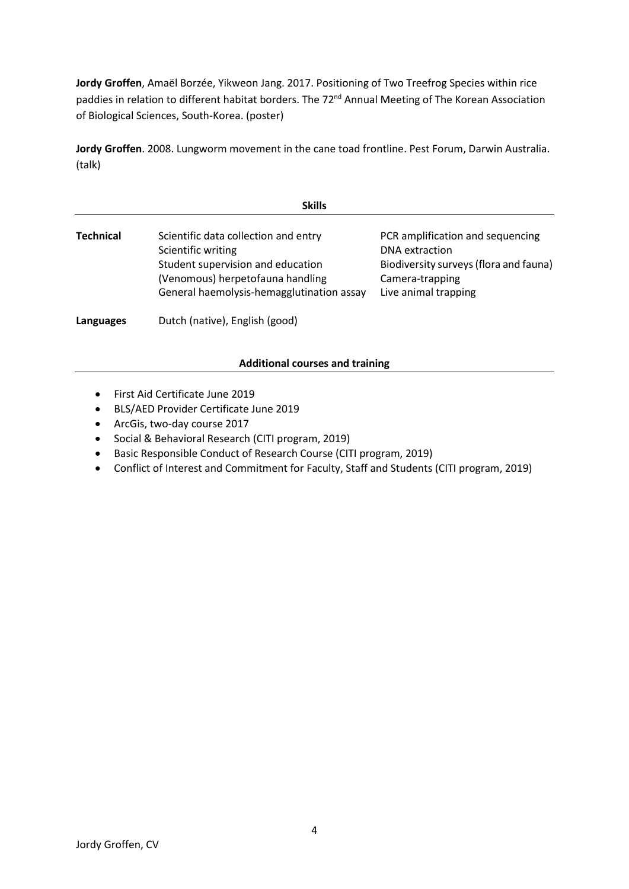**Jordy Groffen**, Amaël Borzée, Yikweon Jang. 2017. Positioning of Two Treefrog Species within rice paddies in relation to different habitat borders. The 72nd Annual Meeting of The Korean Association of Biological Sciences, South-Korea. (poster)

**Jordy Groffen**. 2008. Lungworm movement in the cane toad frontline. Pest Forum, Darwin Australia. (talk)

## Skills

| | | |
|---|---|---|
| **Technical** | Scientific data collection and entry | PCR amplification and sequencing |
| | Scientific writing | DNA extraction |
| | Student supervision and education | Biodiversity surveys (flora and fauna) |
| | (Venomous) herpetofauna handling | Camera-trapping |
| | General haemolysis-hemagglutination assay | Live animal trapping |
| **Languages** | Dutch (native), English (good) | |

## Additional courses and training

- First Aid Certificate June 2019
- BLS/AED Provider Certificate June 2019
- ArcGis, two-day course 2017
- Social & Behavioral Research (CITI program, 2019)
- Basic Responsible Conduct of Research Course (CITI program, 2019)
- Conflict of Interest and Commitment for Faculty, Staff and Students (CITI program, 2019)